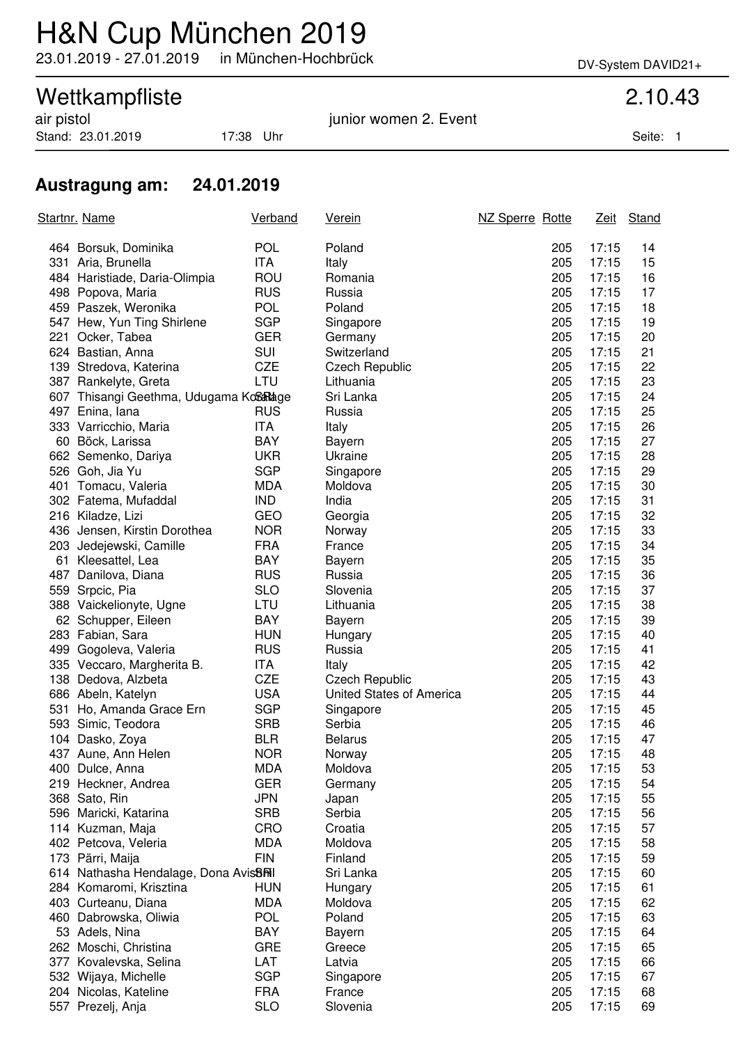# H&N Cup München 2019

23.01.2019 - 27.01.2019 in München-Hochbrück

DV-System DAVID21+

## Wettkampfliste 2.10.43

air pistol junior women 2. Event

Stand: 23.01.2019 17:38 Uhr

### Austragung am: 24.01.2019

| Startnr. | Name | Verband | Verein | NZ Sperre | Rotte | Zeit | Stand |
|---|---|---|---|---|---|---|---|
| 464 | Borsuk, Dominika | POL | Poland | | 205 | 17:15 | 14 |
| 331 | Aria, Brunella | ITA | Italy | | 205 | 17:15 | 15 |
| 484 | Haristiade, Daria-Olimpia | ROU | Romania | | 205 | 17:15 | 16 |
| 498 | Popova, Maria | RUS | Russia | | 205 | 17:15 | 17 |
| 459 | Paszek, Weronika | POL | Poland | | 205 | 17:15 | 18 |
| 547 | Hew, Yun Ting Shirlene | SGP | Singapore | | 205 | 17:15 | 19 |
| 221 | Ocker, Tabea | GER | Germany | | 205 | 17:15 | 20 |
| 624 | Bastian, Anna | SUI | Switzerland | | 205 | 17:15 | 21 |
| 139 | Stredova, Katerina | CZE | Czech Republic | | 205 | 17:15 | 22 |
| 387 | Rankelyte, Greta | LTU | Lithuania | | 205 | 17:15 | 23 |
| 607 | Thisangi Geethma, Udugama Kosgage | SRI | Sri Lanka | | 205 | 17:15 | 24 |
| 497 | Enina, Iana | RUS | Russia | | 205 | 17:15 | 25 |
| 333 | Varricchio, Maria | ITA | Italy | | 205 | 17:15 | 26 |
| 60 | Böck, Larissa | BAY | Bayern | | 205 | 17:15 | 27 |
| 662 | Semenko, Dariya | UKR | Ukraine | | 205 | 17:15 | 28 |
| 526 | Goh, Jia Yu | SGP | Singapore | | 205 | 17:15 | 29 |
| 401 | Tomacu, Valeria | MDA | Moldova | | 205 | 17:15 | 30 |
| 302 | Fatema, Mufaddal | IND | India | | 205 | 17:15 | 31 |
| 216 | Kiladze, Lizi | GEO | Georgia | | 205 | 17:15 | 32 |
| 436 | Jensen, Kirstin Dorothea | NOR | Norway | | 205 | 17:15 | 33 |
| 203 | Jedejewski, Camille | FRA | France | | 205 | 17:15 | 34 |
| 61 | Kleesattel, Lea | BAY | Bayern | | 205 | 17:15 | 35 |
| 487 | Danilova, Diana | RUS | Russia | | 205 | 17:15 | 36 |
| 559 | Srpcic, Pia | SLO | Slovenia | | 205 | 17:15 | 37 |
| 388 | Vaickelionyte, Ugne | LTU | Lithuania | | 205 | 17:15 | 38 |
| 62 | Schupper, Eileen | BAY | Bayern | | 205 | 17:15 | 39 |
| 283 | Fabian, Sara | HUN | Hungary | | 205 | 17:15 | 40 |
| 499 | Gogoleva, Valeria | RUS | Russia | | 205 | 17:15 | 41 |
| 335 | Veccaro, Margherita B. | ITA | Italy | | 205 | 17:15 | 42 |
| 138 | Dedova, Alzbeta | CZE | Czech Republic | | 205 | 17:15 | 43 |
| 686 | Abeln, Katelyn | USA | United States of America | | 205 | 17:15 | 44 |
| 531 | Ho, Amanda Grace Ern | SGP | Singapore | | 205 | 17:15 | 45 |
| 593 | Simic, Teodora | SRB | Serbia | | 205 | 17:15 | 46 |
| 104 | Dasko, Zoya | BLR | Belarus | | 205 | 17:15 | 47 |
| 437 | Aune, Ann Helen | NOR | Norway | | 205 | 17:15 | 48 |
| 400 | Dulce, Anna | MDA | Moldova | | 205 | 17:15 | 53 |
| 219 | Heckner, Andrea | GER | Germany | | 205 | 17:15 | 54 |
| 368 | Sato, Rin | JPN | Japan | | 205 | 17:15 | 55 |
| 596 | Maricki, Katarina | SRB | Serbia | | 205 | 17:15 | 56 |
| 114 | Kuzman, Maja | CRO | Croatia | | 205 | 17:15 | 57 |
| 402 | Petcova, Veleria | MDA | Moldova | | 205 | 17:15 | 58 |
| 173 | Pärri, Maija | FIN | Finland | | 205 | 17:15 | 59 |
| 614 | Nathasha Hendalage, Dona Avissa | SRI | Sri Lanka | | 205 | 17:15 | 60 |
| 284 | Komaromi, Krisztina | HUN | Hungary | | 205 | 17:15 | 61 |
| 403 | Curteanu, Diana | MDA | Moldova | | 205 | 17:15 | 62 |
| 460 | Dabrowska, Oliwia | POL | Poland | | 205 | 17:15 | 63 |
| 53 | Adels, Nina | BAY | Bayern | | 205 | 17:15 | 64 |
| 262 | Moschi, Christina | GRE | Greece | | 205 | 17:15 | 65 |
| 377 | Kovalevska, Selina | LAT | Latvia | | 205 | 17:15 | 66 |
| 532 | Wijaya, Michelle | SGP | Singapore | | 205 | 17:15 | 67 |
| 204 | Nicolas, Kateline | FRA | France | | 205 | 17:15 | 68 |
| 557 | Prezelj, Anja | SLO | Slovenia | | 205 | 17:15 | 69 |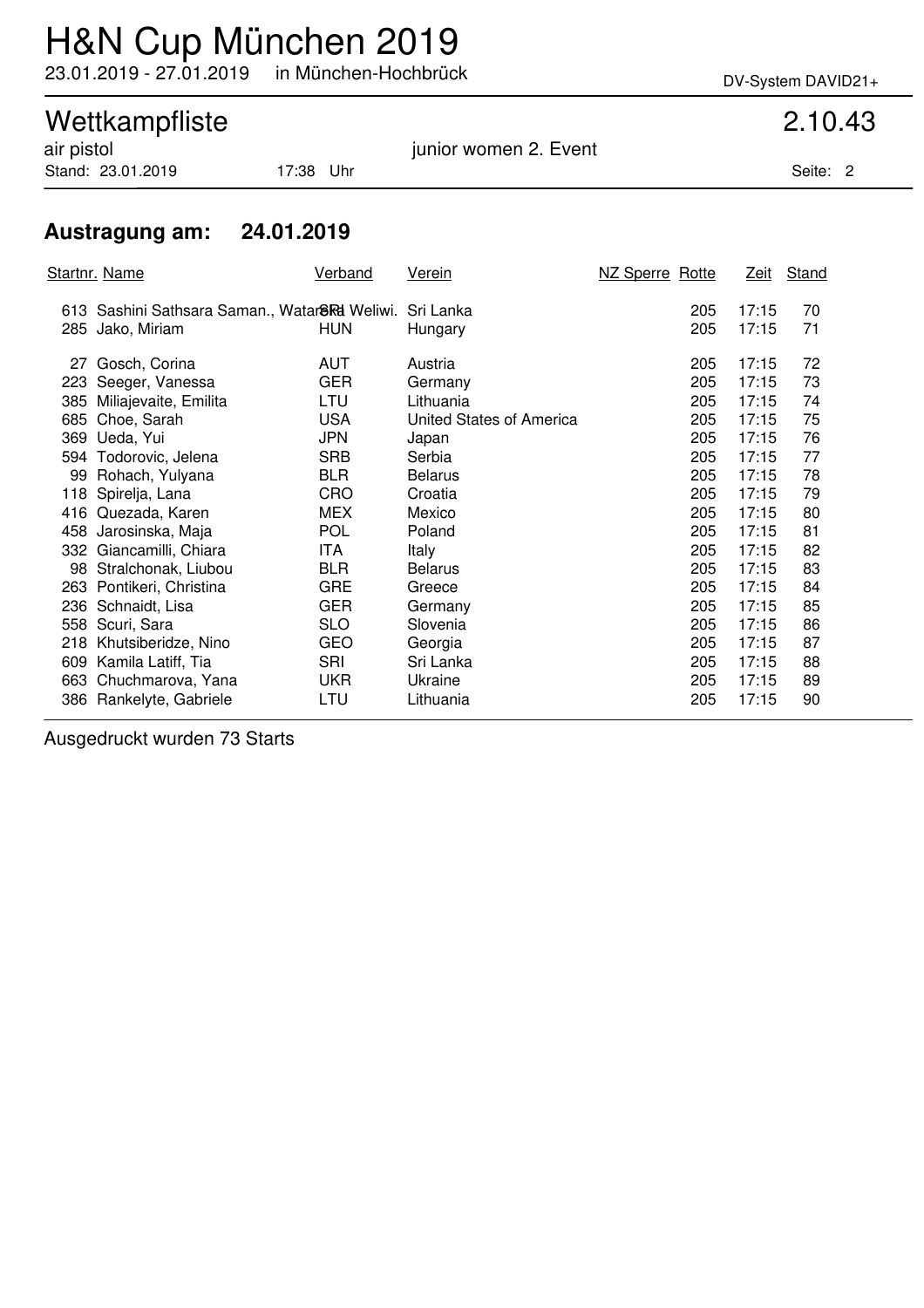# H&N Cup München 2019

23.01.2019 - 27.01.2019 in München-Hochbrück

DV-System DAVID21+

## Wettkampfliste

2.10.43

air pistol — junior women 2. Event

Stand: 23.01.2019 17:38 Uhr

### Austragung am: 24.01.2019

| Startnr. | Name | Verband | Verein | NZ Sperre | Rotte | Zeit | Stand |
|---|---|---|---|---|---|---|---|
| 613 | Sashini Sathsara Saman., Watarsha Weliwi. | SRI | Sri Lanka | | 205 | 17:15 | 70 |
| 285 | Jako, Miriam | HUN | Hungary | | 205 | 17:15 | 71 |
| 27 | Gosch, Corina | AUT | Austria | | 205 | 17:15 | 72 |
| 223 | Seeger, Vanessa | GER | Germany | | 205 | 17:15 | 73 |
| 385 | Miliajevaite, Emilita | LTU | Lithuania | | 205 | 17:15 | 74 |
| 685 | Choe, Sarah | USA | United States of America | | 205 | 17:15 | 75 |
| 369 | Ueda, Yui | JPN | Japan | | 205 | 17:15 | 76 |
| 594 | Todorovic, Jelena | SRB | Serbia | | 205 | 17:15 | 77 |
| 99 | Rohach, Yulyana | BLR | Belarus | | 205 | 17:15 | 78 |
| 118 | Spirelja, Lana | CRO | Croatia | | 205 | 17:15 | 79 |
| 416 | Quezada, Karen | MEX | Mexico | | 205 | 17:15 | 80 |
| 458 | Jarosinska, Maja | POL | Poland | | 205 | 17:15 | 81 |
| 332 | Giancamilli, Chiara | ITA | Italy | | 205 | 17:15 | 82 |
| 98 | Stralchonak, Liubou | BLR | Belarus | | 205 | 17:15 | 83 |
| 263 | Pontikeri, Christina | GRE | Greece | | 205 | 17:15 | 84 |
| 236 | Schnaidt, Lisa | GER | Germany | | 205 | 17:15 | 85 |
| 558 | Scuri, Sara | SLO | Slovenia | | 205 | 17:15 | 86 |
| 218 | Khutsiberidze, Nino | GEO | Georgia | | 205 | 17:15 | 87 |
| 609 | Kamila Latiff, Tia | SRI | Sri Lanka | | 205 | 17:15 | 88 |
| 663 | Chuchmarova, Yana | UKR | Ukraine | | 205 | 17:15 | 89 |
| 386 | Rankelyte, Gabriele | LTU | Lithuania | | 205 | 17:15 | 90 |

Ausgedruckt wurden 73 Starts